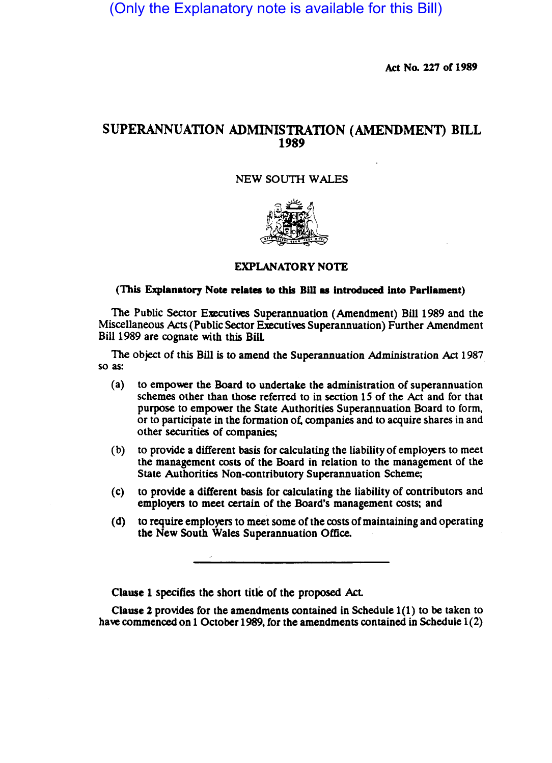(Only the Explanatory note is available for this Bill)

Act No. 227 of 1989

# SUPERANNUATION ADMINISTRATION (AMENDMENT) BILL 1989

NEW SOUTH WALES

## EXPLANATORY NOTE

**(This Explanatory Note relates to this Bill as introduced into Parliament)**

The Public Sector Executives Superannuation (Amendment) Bill 1989 and the Miscellaneous Acts (Public Sector Executives Superannuation) Further Amendment Bill 1989 are cognate with this Bill.

The object of this Bill is to amend the Superannuation Administration Act 1987 so as:

(a) to empower the Board to undertake the administration of superannuation schemes other than those referred to in section 15 of the Act and for that purpose to empower the State Authorities Superannuation Board to form, or to participate in the formation of, companies and to acquire shares in and other securities of companies;

(b) to provide a different basis for calculating the liability of employers to meet the management costs of the Board in relation to the management of the State Authorities Non-contributory Superannuation Scheme;

(c) to provide a different basis for calculating the liability of contributors and employers to meet certain of the Board's management costs; and

(d) to require employers to meet some of the costs of maintaining and operating the New South Wales Superannuation Office.

---

**Clause 1** specifies the short title of the proposed Act.

**Clause 2** provides for the amendments contained in Schedule 1(1) to be taken to have commenced on 1 October 1989, for the amendments contained in Schedule 1(2)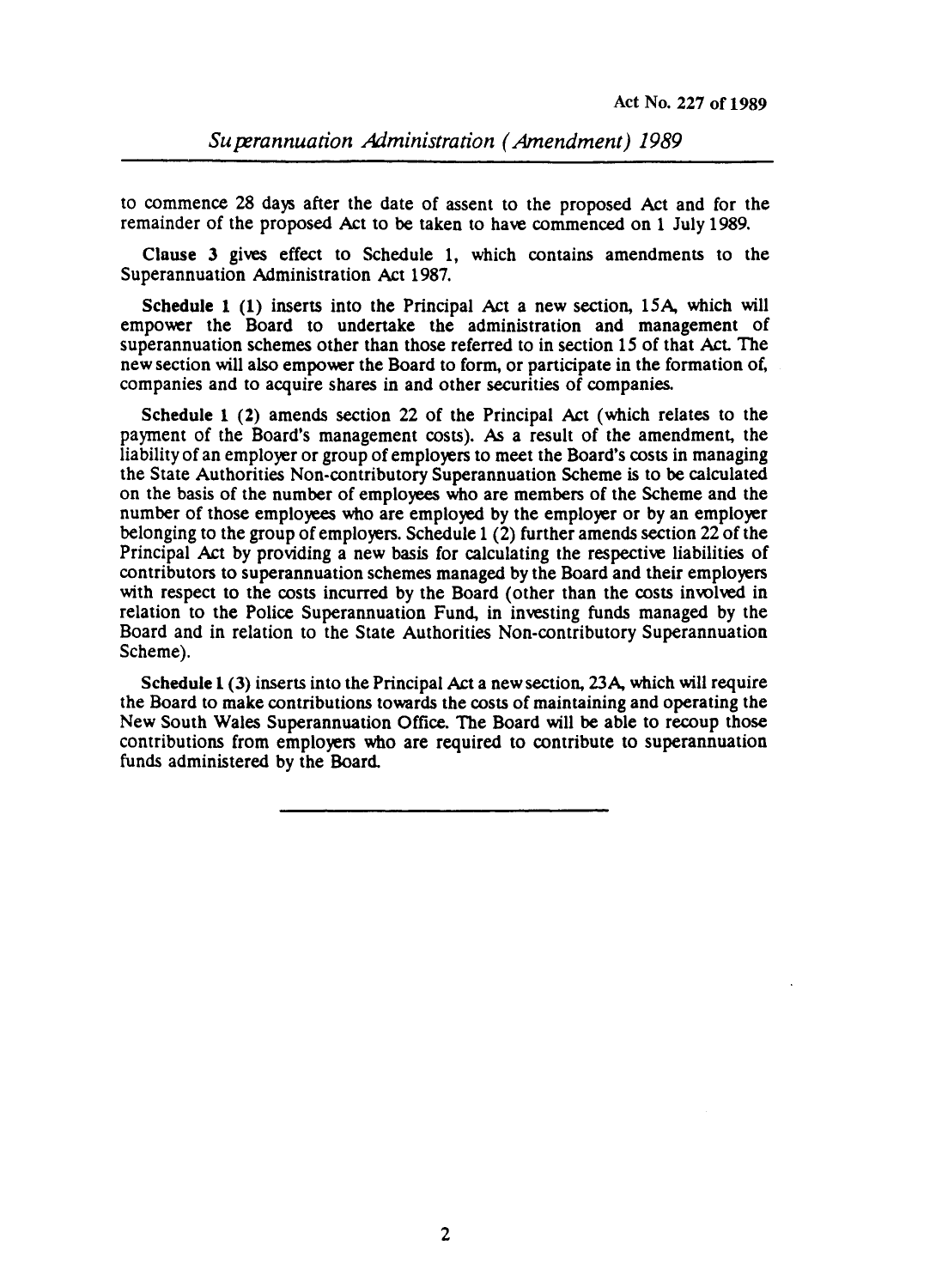to commence 28 days after the date of assent to the proposed Act and for the remainder of the proposed Act to be taken to have commenced on 1 July 1989.

**Clause 3** gives effect to Schedule 1, which contains amendments to the Superannuation Administration Act 1987.

**Schedule 1 (1)** inserts into the Principal Act a new section, 15A, which will empower the Board to undertake the administration and management of superannuation schemes other than those referred to in section 15 of that Act. The new section will also empower the Board to form, or participate in the formation of, companies and to acquire shares in and other securities of companies.

**Schedule 1 (2)** amends section 22 of the Principal Act (which relates to the payment of the Board's management costs). As a result of the amendment, the liability of an employer or group of employers to meet the Board's costs in managing the State Authorities Non-contributory Superannuation Scheme is to be calculated on the basis of the number of employees who are members of the Scheme and the number of those employees who are employed by the employer or by an employer belonging to the group of employers. Schedule 1 (2) further amends section 22 of the Principal Act by providing a new basis for calculating the respective liabilities of contributors to superannuation schemes managed by the Board and their employers with respect to the costs incurred by the Board (other than the costs involved in relation to the Police Superannuation Fund, in investing funds managed by the Board and in relation to the State Authorities Non-contributory Superannuation Scheme).

**Schedule 1 (3)** inserts into the Principal Act a new section, 23A, which will require the Board to make contributions towards the costs of maintaining and operating the New South Wales Superannuation Office. The Board will be able to recoup those contributions from employers who are required to contribute to superannuation funds administered by the Board.